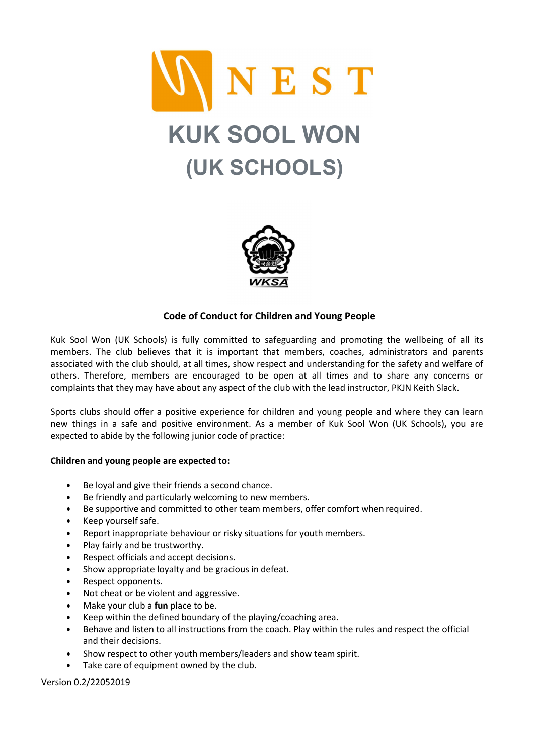# NEST

# KUK SOOL WON (UK SCHOOLS)

WKSA

## Code of Conduct for Children and Young People

Kuk Sool Won (UK Schools) is fully committed to safeguarding and promoting the wellbeing of all its members. The club believes that it is important that members, coaches, administrators and parents associated with the club should, at all times, show respect and understanding for the safety and welfare of others. Therefore, members are encouraged to be open at all times and to share any concerns or complaints that they may have about any aspect of the club with the lead instructor, PKJN Keith Slack.

Sports clubs should offer a positive experience for children and young people and where they can learn new things in a safe and positive environment. As a member of Kuk Sool Won (UK Schools)**,** you are expected to abide by the following junior code of practice:

**Children and young people are expected to:**

- Be loyal and give their friends a second chance.
- Be friendly and particularly welcoming to new members.
- Be supportive and committed to other team members, offer comfort when required.
- Keep yourself safe.
- Report inappropriate behaviour or risky situations for youth members.
- Play fairly and be trustworthy.
- Respect officials and accept decisions.
- Show appropriate loyalty and be gracious in defeat.
- Respect opponents.
- Not cheat or be violent and aggressive.
- Make your club a **fun** place to be.
- Keep within the defined boundary of the playing/coaching area.
- Behave and listen to all instructions from the coach. Play within the rules and respect the official and their decisions.
- Show respect to other youth members/leaders and show team spirit.
- Take care of equipment owned by the club.

Version 0.2/22052019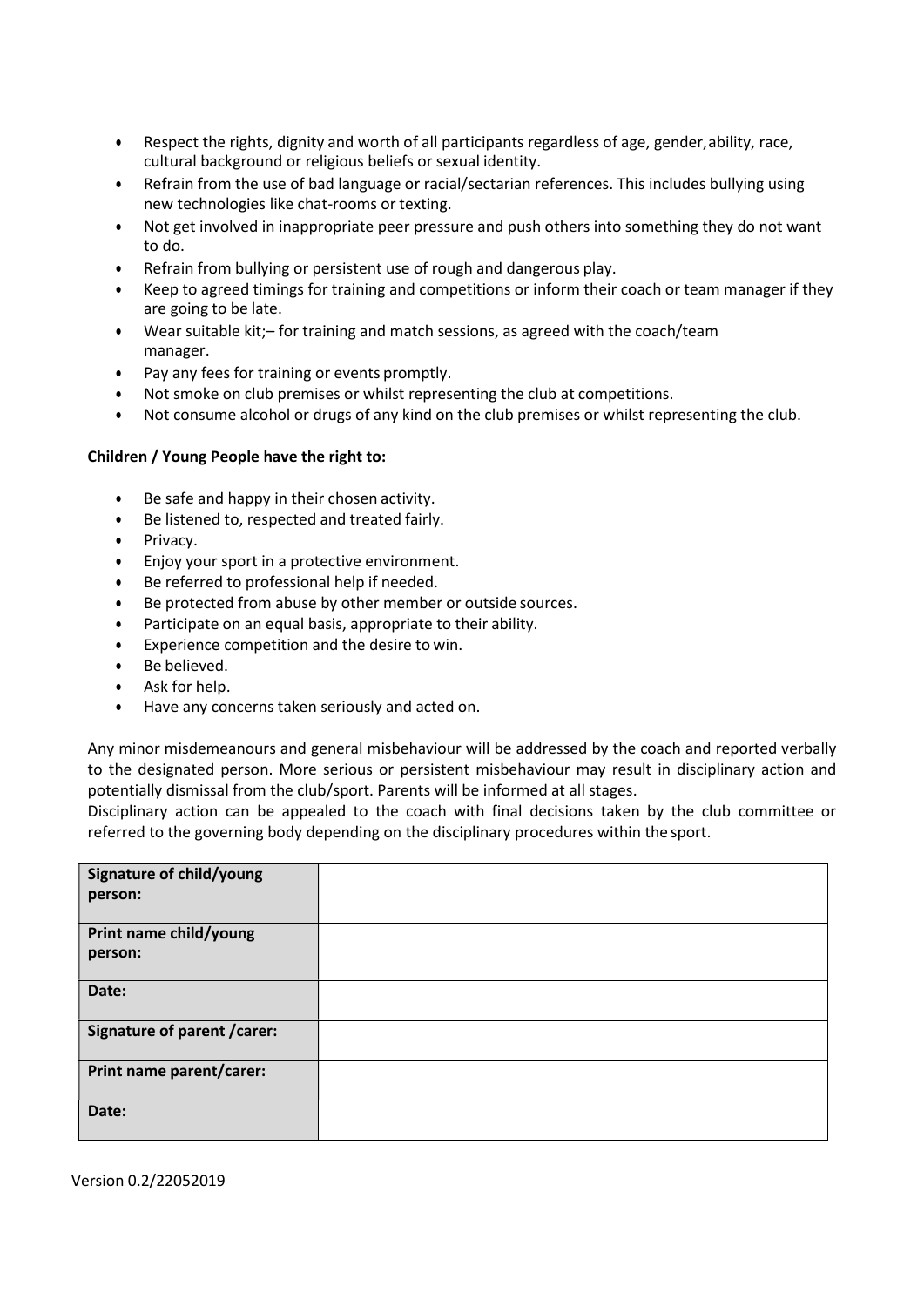- Respect the rights, dignity and worth of all participants regardless of age, gender, ability, race, cultural background or religious beliefs or sexual identity.
- Refrain from the use of bad language or racial/sectarian references. This includes bullying using new technologies like chat-rooms or texting.
- Not get involved in inappropriate peer pressure and push others into something they do not want to do.
- Refrain from bullying or persistent use of rough and dangerous play.
- Keep to agreed timings for training and competitions or inform their coach or team manager if they are going to be late.
- Wear suitable kit;– for training and match sessions, as agreed with the coach/team manager.
- Pay any fees for training or events promptly.
- Not smoke on club premises or whilst representing the club at competitions.
- Not consume alcohol or drugs of any kind on the club premises or whilst representing the club.

**Children / Young People have the right to:**

- Be safe and happy in their chosen activity.
- Be listened to, respected and treated fairly.
- Privacy.
- Enjoy your sport in a protective environment.
- Be referred to professional help if needed.
- Be protected from abuse by other member or outside sources.
- Participate on an equal basis, appropriate to their ability.
- Experience competition and the desire to win.
- Be believed.
- Ask for help.
- Have any concerns taken seriously and acted on.

Any minor misdemeanours and general misbehaviour will be addressed by the coach and reported verbally to the designated person. More serious or persistent misbehaviour may result in disciplinary action and potentially dismissal from the club/sport. Parents will be informed at all stages.
Disciplinary action can be appealed to the coach with final decisions taken by the club committee or referred to the governing body depending on the disciplinary procedures within the sport.

| | |
|---|---|
| **Signature of child/young person:** | |
| **Print name child/young person:** | |
| **Date:** | |
| **Signature of parent /carer:** | |
| **Print name parent/carer:** | |
| **Date:** | |

Version 0.2/22052019